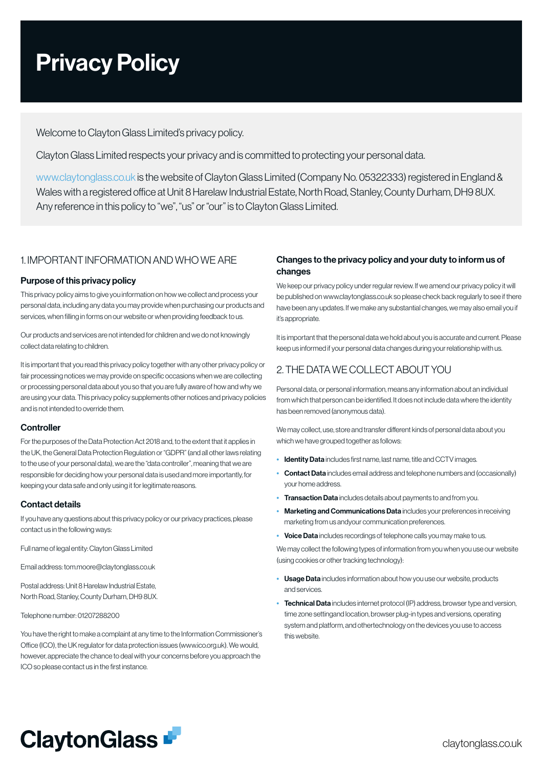# Privacy Policy

Welcome to Clayton Glass Limited's privacy policy.

Clayton Glass Limited respects your privacy and is committed to protecting your personal data.

www.claytonglass.co.uk is the website of Clayton Glass Limited (Company No. 05322333) registered in England & Wales with a registered office at Unit 8 Harelaw Industrial Estate, North Road, Stanley, County Durham, DH9 8UX. Any reference in this policy to "we", "us" or "our" is to Clayton Glass Limited.

## 1. IMPORTANT INFORMATION AND WHO WE ARE

### Purpose of this privacy policy

This privacy policy aims to give you information on how we collect and process your personal data, including any data you may provide when purchasing our products and services, when filling in forms on our website or when providing feedback to us.

Our products and services are not intended for children and we do not knowingly collect data relating to children.

It is important that you read this privacy policy together with any other privacy policy or fair processing notices we may provide on specific occasions when we are collecting or processing personal data about you so that you are fully aware of how and why we are using your data. This privacy policy supplements other notices and privacy policies and is not intended to override them.

### Controller

For the purposes of the Data Protection Act 2018 and, to the extent that it applies in the UK, the General Data Protection Regulation or "GDPR" (and all other laws relating to the use of your personal data), we are the "data controller", meaning that we are responsible for deciding how your personal data is used and more importantly, for keeping your data safe and only using it for legitimate reasons.

### Contact details

If you have any questions about this privacy policy or our privacy practices, please contact us in the following ways:

Full name of legal entity: Clayton Glass Limited

Email address: tom.moore@claytonglass.co.uk

Postal address: Unit 8 Harelaw Industrial Estate,
North Road, Stanley, County Durham, DH9 8UX.

Telephone number: 01207288200

You have the right to make a complaint at any time to the Information Commissioner's Office (ICO), the UK regulator for data protection issues (www.ico.org.uk). We would, however, appreciate the chance to deal with your concerns before you approach the ICO so please contact us in the first instance.

### Changes to the privacy policy and your duty to inform us of changes

We keep our privacy policy under regular review. If we amend our privacy policy it will be published on www.claytonglass.co.uk so please check back regularly to see if there have been any updates. If we make any substantial changes, we may also email you if it's appropriate.

It is important that the personal data we hold about you is accurate and current. Please keep us informed if your personal data changes during your relationship with us.

## 2. THE DATA WE COLLECT ABOUT YOU

Personal data, or personal information, means any information about an individual from which that person can be identified. It does not include data where the identity has been removed (anonymous data).

We may collect, use, store and transfer different kinds of personal data about you which we have grouped together as follows:

- **Identity Data** includes first name, last name, title and CCTV images.
- **Contact Data** includes email address and telephone numbers and (occasionally) your home address.
- **Transaction Data** includes details about payments to and from you.
- **Marketing and Communications Data** includes your preferences in receiving marketing from us andyour communication preferences.
- **Voice Data** includes recordings of telephone calls you may make to us.

We may collect the following types of information from you when you use our website (using cookies or other tracking technology):

- **Usage Data** includes information about how you use our website, products and services.
- **Technical Data** includes internet protocol (IP) address, browser type and version, time zone settingand location, browser plug-in types and versions, operating system and platform, and othertechnology on the devices you use to access this website.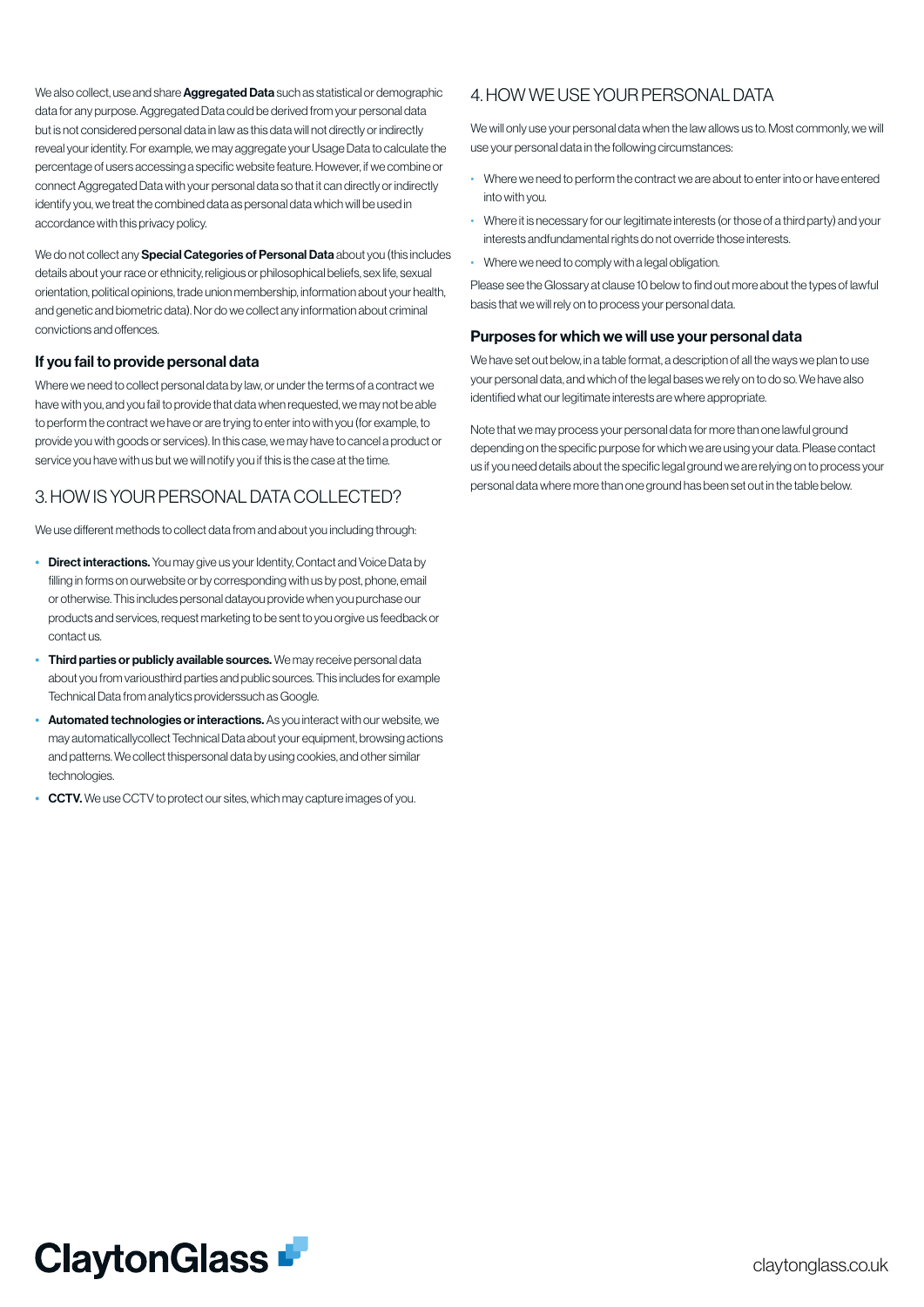We also collect, use and share **Aggregated Data** such as statistical or demographic data for any purpose. Aggregated Data could be derived from your personal data but is not considered personal data in law as this data will not directly or indirectly reveal your identity. For example, we may aggregate your Usage Data to calculate the percentage of users accessing a specific website feature. However, if we combine or connect Aggregated Data with your personal data so that it can directly or indirectly identify you, we treat the combined data as personal data which will be used in accordance with this privacy policy.

We do not collect any **Special Categories of Personal Data** about you (this includes details about your race or ethnicity, religious or philosophical beliefs, sex life, sexual orientation, political opinions, trade union membership, information about your health, and genetic and biometric data). Nor do we collect any information about criminal convictions and offences.

### If you fail to provide personal data

Where we need to collect personal data by law, or under the terms of a contract we have with you, and you fail to provide that data when requested, we may not be able to perform the contract we have or are trying to enter into with you (for example, to provide you with goods or services). In this case, we may have to cancel a product or service you have with us but we will notify you if this is the case at the time.

## 3. HOW IS YOUR PERSONAL DATA COLLECTED?

We use different methods to collect data from and about you including through:

- **Direct interactions.** You may give us your Identity, Contact and Voice Data by filling in forms on ourwebsite or by corresponding with us by post, phone, email or otherwise. This includes personal datayou provide when you purchase our products and services, request marketing to be sent to you orgive us feedback or contact us.
- **Third parties or publicly available sources.** We may receive personal data about you from variousthird parties and public sources. This includes for example Technical Data from analytics providerssuch as Google.
- **Automated technologies or interactions.** As you interact with our website, we may automaticallycollect Technical Data about your equipment, browsing actions and patterns. We collect thispersonal data by using cookies, and other similar technologies.
- **CCTV.** We use CCTV to protect our sites, which may capture images of you.

## 4. HOW WE USE YOUR PERSONAL DATA

We will only use your personal data when the law allows us to. Most commonly, we will use your personal data in the following circumstances:

- Where we need to perform the contract we are about to enter into or have entered into with you.
- Where it is necessary for our legitimate interests (or those of a third party) and your interests andfundamental rights do not override those interests.
- Where we need to comply with a legal obligation.

Please see the Glossary at clause 10 below to find out more about the types of lawful basis that we will rely on to process your personal data.

### Purposes for which we will use your personal data

We have set out below, in a table format, a description of all the ways we plan to use your personal data, and which of the legal bases we rely on to do so. We have also identified what our legitimate interests are where appropriate.

Note that we may process your personal data for more than one lawful ground depending on the specific purpose for which we are using your data. Please contact us if you need details about the specific legal ground we are relying on to process your personal data where more than one ground has been set out in the table below.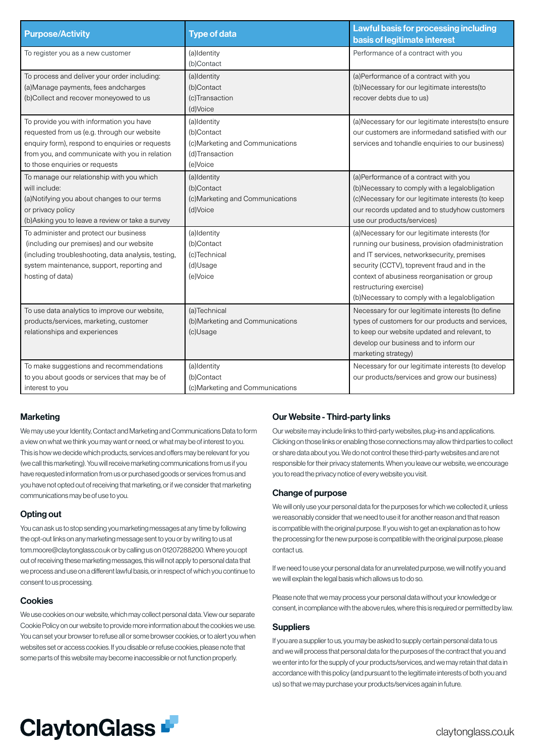| Purpose/Activity | Type of data | Lawful basis for processing including basis of legitimate interest |
|---|---|---|
| To register you as a new customer | (a)Identity<br>(b)Contact | Performance of a contract with you |
| To process and deliver your order including:<br>(a)Manage payments, fees andcharges<br>(b)Collect and recover moneyowed to us | (a)Identity<br>(b)Contact<br>(c)Transaction<br>(d)Voice | (a)Performance of a contract with you<br>(b)Necessary for our legitimate interests(to recover debts due to us) |
| To provide you with information you have requested from us (e.g. through our website enquiry form), respond to enquiries or requests from you, and communicate with you in relation to those enquiries or requests | (a)Identity<br>(b)Contact<br>(c)Marketing and Communications<br>(d)Transaction<br>(e)Voice | (a)Necessary for our legitimate interests(to ensure our customers are informedand satisfied with our services and tohandle enquiries to our business) |
| To manage our relationship with you which will include:<br>(a)Notifying you about changes to our terms or privacy policy<br>(b)Asking you to leave a review or take a survey | (a)Identity<br>(b)Contact<br>(c)Marketing and Communications<br>(d)Voice | (a)Performance of a contract with you<br>(b)Necessary to comply with a legalobligation<br>(c)Necessary for our legitimate interests (to keep our records updated and to studyhow customers use our products/services) |
| To administer and protect our business (including our premises) and our website (including troubleshooting, data analysis, testing, system maintenance, support, reporting and hosting of data) | (a)Identity<br>(b)Contact<br>(c)Technical<br>(d)Usage<br>(e)Voice | (a)Necessary for our legitimate interests (for running our business, provision ofadministration and IT services, networksecurity, premises security (CCTV), toprevent fraud and in the context of abusiness reorganisation or group restructuring exercise)<br>(b)Necessary to comply with a legalobligation |
| To use data analytics to improve our website, products/services, marketing, customer relationships and experiences | (a)Technical<br>(b)Marketing and Communications<br>(c)Usage | Necessary for our legitimate interests (to define types of customers for our products and services, to keep our website updated and relevant, to develop our business and to inform our marketing strategy) |
| To make suggestions and recommendations to you about goods or services that may be of interest to you | (a)Identity<br>(b)Contact<br>(c)Marketing and Communications | Necessary for our legitimate interests (to develop our products/services and grow our business) |

### Marketing

We may use your Identity, Contact and Marketing and Communications Data to form a view on what we think you may want or need, or what may be of interest to you. This is how we decide which products, services and offers may be relevant for you (we call this marketing). You will receive marketing communications from us if you have requested information from us or purchased goods or services from us and you have not opted out of receiving that marketing, or if we consider that marketing communications may be of use to you.

### Opting out

You can ask us to stop sending you marketing messages at any time by following the opt-out links on any marketing message sent to you or by writing to us at tom.moore@claytonglass.co.uk or by calling us on 01207288200. Where you opt out of receiving these marketing messages, this will not apply to personal data that we process and use on a different lawful basis, or in respect of which you continue to consent to us processing.

### Cookies

We use cookies on our website, which may collect personal data. View our separate Cookie Policy on our website to provide more information about the cookies we use. You can set your browser to refuse all or some browser cookies, or to alert you when websites set or access cookies. If you disable or refuse cookies, please note that some parts of this website may become inaccessible or not function properly.

### Our Website - Third-party links

Our website may include links to third-party websites, plug-ins and applications. Clicking on those links or enabling those connections may allow third parties to collect or share data about you. We do not control these third-party websites and are not responsible for their privacy statements. When you leave our website, we encourage you to read the privacy notice of every website you visit.

### Change of purpose

We will only use your personal data for the purposes for which we collected it, unless we reasonably consider that we need to use it for another reason and that reason is compatible with the original purpose. If you wish to get an explanation as to how the processing for the new purpose is compatible with the original purpose, please contact us.

If we need to use your personal data for an unrelated purpose, we will notify you and we will explain the legal basis which allows us to do so.

Please note that we may process your personal data without your knowledge or consent, in compliance with the above rules, where this is required or permitted by law.

### Suppliers

If you are a supplier to us, you may be asked to supply certain personal data to us and we will process that personal data for the purposes of the contract that you and we enter into for the supply of your products/services, and we may retain that data in accordance with this policy (and pursuant to the legitimate interests of both you and us) so that we may purchase your products/services again in future.

ClaytonGlass

claytonglass.co.uk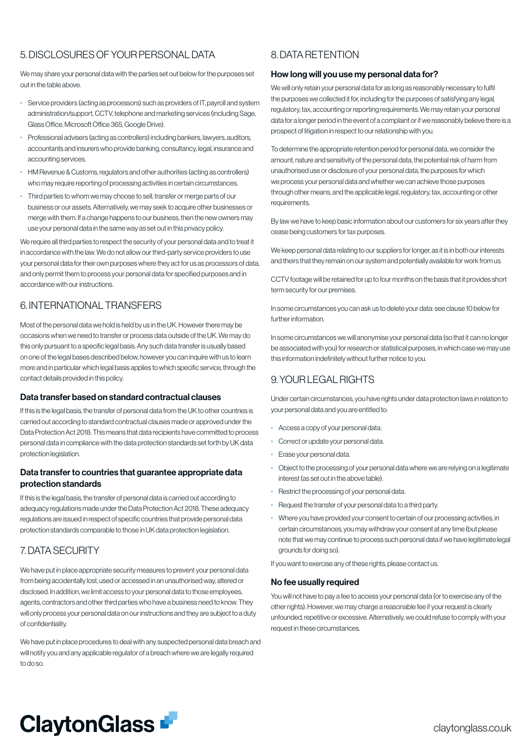## 5. DISCLOSURES OF YOUR PERSONAL DATA

We may share your personal data with the parties set out below for the purposes set out in the table above.

- Service providers (acting as processors) such as providers of IT, payroll and system administration/support, CCTV, telephone and marketing services (including Sage, Glass Office, Microsoft Office 365, Google Drive).
- Professional advisers (acting as controllers) including bankers, lawyers, auditors, accountants and insurers who provide banking, consultancy, legal, insurance and accounting services.
- HM Revenue & Customs, regulators and other authorities (acting as controllers) who may require reporting of processing activities in certain circumstances.
- Third parties to whom we may choose to sell, transfer or merge parts of our business or our assets. Alternatively, we may seek to acquire other businesses or merge with them. If a change happens to our business, then the new owners may use your personal data in the same way as set out in this privacy policy.

We require all third parties to respect the security of your personal data and to treat it in accordance with the law. We do not allow our third-party service providers to use your personal data for their own purposes where they act for us as processors of data, and only permit them to process your personal data for specified purposes and in accordance with our instructions.

## 6. INTERNATIONAL TRANSFERS

Most of the personal data we hold is held by us in the UK. However there may be occasions when we need to transfer or process data outside of the UK. We may do this only pursuant to a specific legal basis. Any such data transfer is usually based on one of the legal bases described below, however you can inquire with us to learn more and in particular which legal basis applies to which specific service, through the contact details provided in this policy.

### Data transfer based on standard contractual clauses

If this is the legal basis, the transfer of personal data from the UK to other countries is carried out according to standard contractual clauses made or approved under the Data Protection Act 2018. This means that data recipients have committed to process personal data in compliance with the data protection standards set forth by UK data protection legislation.

### Data transfer to countries that guarantee appropriate data protection standards

If this is the legal basis, the transfer of personal data is carried out according to adequacy regulations made under the Data Protection Act 2018. These adequacy regulations are issued in respect of specific countries that provide personal data protection standards comparable to those in UK data protection legislation.

## 7. DATA SECURITY

We have put in place appropriate security measures to prevent your personal data from being accidentally lost, used or accessed in an unauthorised way, altered or disclosed. In addition, we limit access to your personal data to those employees, agents, contractors and other third parties who have a business need to know. They will only process your personal data on our instructions and they are subject to a duty of confidentiality.

We have put in place procedures to deal with any suspected personal data breach and will notify you and any applicable regulator of a breach where we are legally required to do so.

## 8. DATA RETENTION

### How long will you use my personal data for?

We will only retain your personal data for as long as reasonably necessary to fulfil the purposes we collected it for, including for the purposes of satisfying any legal, regulatory, tax, accounting or reporting requirements. We may retain your personal data for a longer period in the event of a complaint or if we reasonably believe there is a prospect of litigation in respect to our relationship with you.

To determine the appropriate retention period for personal data, we consider the amount, nature and sensitivity of the personal data, the potential risk of harm from unauthorised use or disclosure of your personal data, the purposes for which we process your personal data and whether we can achieve those purposes through other means, and the applicable legal, regulatory, tax, accounting or other requirements.

By law we have to keep basic information about our customers for six years after they cease being customers for tax purposes.

We keep personal data relating to our suppliers for longer, as it is in both our interests and theirs that they remain on our system and potentially available for work from us.

CCTV footage will be retained for up to four months on the basis that it provides short term security for our premises.

In some circumstances you can ask us to delete your data: see clause 10 below for further information.

In some circumstances we will anonymise your personal data (so that it can no longer be associated with you) for research or statistical purposes, in which case we may use this information indefinitely without further notice to you.

## 9. YOUR LEGAL RIGHTS

Under certain circumstances, you have rights under data protection laws in relation to your personal data and you are entitled to:

- Access a copy of your personal data.
- Correct or update your personal data.
- Erase your personal data.
- Object to the processing of your personal data where we are relying on a legitimate interest (as set out in the above table).
- Restrict the processing of your personal data.
- Request the transfer of your personal data to a third party.
- Where you have provided your consent to certain of our processing activities, in certain circumstances, you may withdraw your consent at any time (but please note that we may continue to process such personal data if we have legitimate legal grounds for doing so).

If you want to exercise any of these rights, please contact us.

### No fee usually required

You will not have to pay a fee to access your personal data (or to exercise any of the other rights). However, we may charge a reasonable fee if your request is clearly unfounded, repetitive or excessive. Alternatively, we could refuse to comply with your request in these circumstances.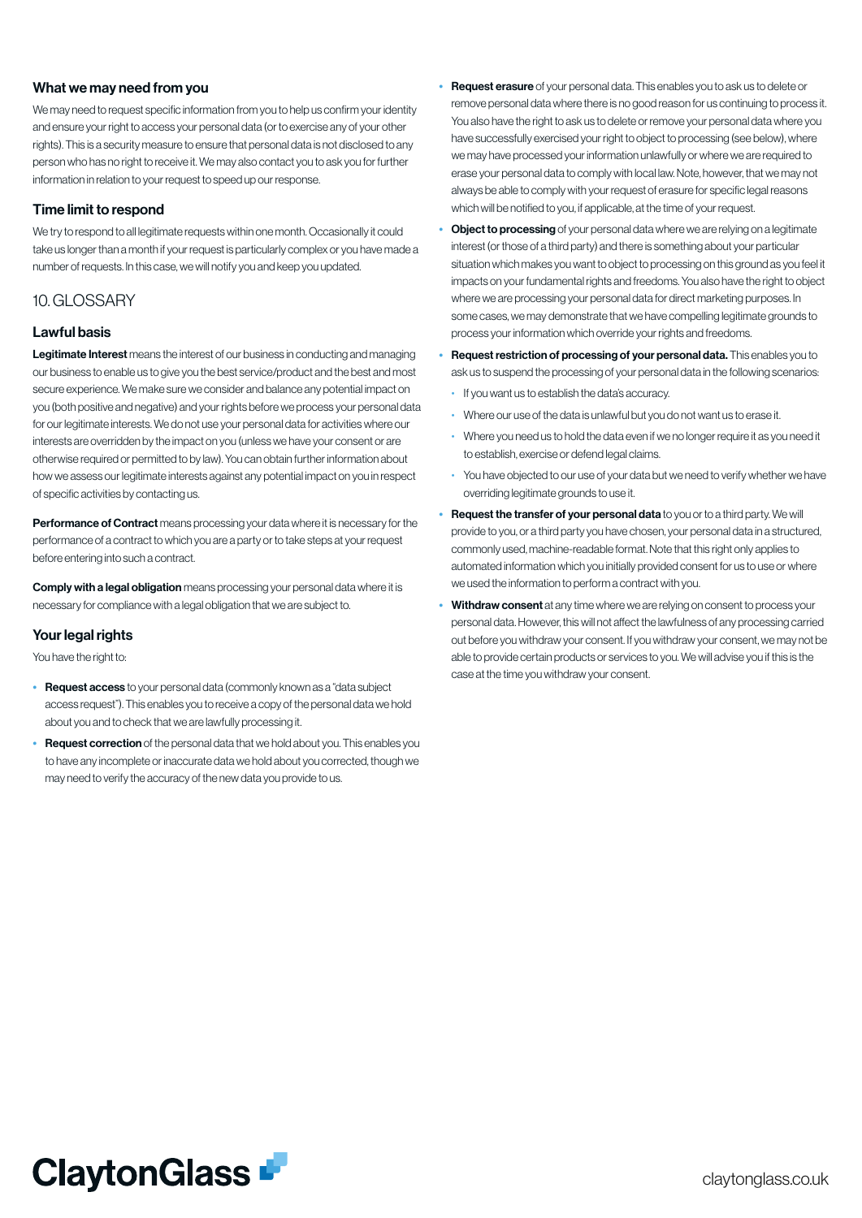### What we may need from you

We may need to request specific information from you to help us confirm your identity and ensure your right to access your personal data (or to exercise any of your other rights). This is a security measure to ensure that personal data is not disclosed to any person who has no right to receive it. We may also contact you to ask you for further information in relation to your request to speed up our response.

### Time limit to respond

We try to respond to all legitimate requests within one month. Occasionally it could take us longer than a month if your request is particularly complex or you have made a number of requests. In this case, we will notify you and keep you updated.

## 10. GLOSSARY

### Lawful basis

**Legitimate Interest** means the interest of our business in conducting and managing our business to enable us to give you the best service/product and the best and most secure experience. We make sure we consider and balance any potential impact on you (both positive and negative) and your rights before we process your personal data for our legitimate interests. We do not use your personal data for activities where our interests are overridden by the impact on you (unless we have your consent or are otherwise required or permitted to by law). You can obtain further information about how we assess our legitimate interests against any potential impact on you in respect of specific activities by contacting us.

**Performance of Contract** means processing your data where it is necessary for the performance of a contract to which you are a party or to take steps at your request before entering into such a contract.

**Comply with a legal obligation** means processing your personal data where it is necessary for compliance with a legal obligation that we are subject to.

### Your legal rights

You have the right to:

- **Request access** to your personal data (commonly known as a "data subject access request"). This enables you to receive a copy of the personal data we hold about you and to check that we are lawfully processing it.
- **Request correction** of the personal data that we hold about you. This enables you to have any incomplete or inaccurate data we hold about you corrected, though we may need to verify the accuracy of the new data you provide to us.
- **Request erasure** of your personal data. This enables you to ask us to delete or remove personal data where there is no good reason for us continuing to process it. You also have the right to ask us to delete or remove your personal data where you have successfully exercised your right to object to processing (see below), where we may have processed your information unlawfully or where we are required to erase your personal data to comply with local law. Note, however, that we may not always be able to comply with your request of erasure for specific legal reasons which will be notified to you, if applicable, at the time of your request.
- **Object to processing** of your personal data where we are relying on a legitimate interest (or those of a third party) and there is something about your particular situation which makes you want to object to processing on this ground as you feel it impacts on your fundamental rights and freedoms. You also have the right to object where we are processing your personal data for direct marketing purposes. In some cases, we may demonstrate that we have compelling legitimate grounds to process your information which override your rights and freedoms.
- **Request restriction of processing of your personal data.** This enables you to ask us to suspend the processing of your personal data in the following scenarios:
  - If you want us to establish the data's accuracy.
  - Where our use of the data is unlawful but you do not want us to erase it.
  - Where you need us to hold the data even if we no longer require it as you need it to establish, exercise or defend legal claims.
  - You have objected to our use of your data but we need to verify whether we have overriding legitimate grounds to use it.
- **Request the transfer of your personal data** to you or to a third party. We will provide to you, or a third party you have chosen, your personal data in a structured, commonly used, machine-readable format. Note that this right only applies to automated information which you initially provided consent for us to use or where we used the information to perform a contract with you.
- **Withdraw consent** at any time where we are relying on consent to process your personal data. However, this will not affect the lawfulness of any processing carried out before you withdraw your consent. If you withdraw your consent, we may not be able to provide certain products or services to you. We will advise you if this is the case at the time you withdraw your consent.